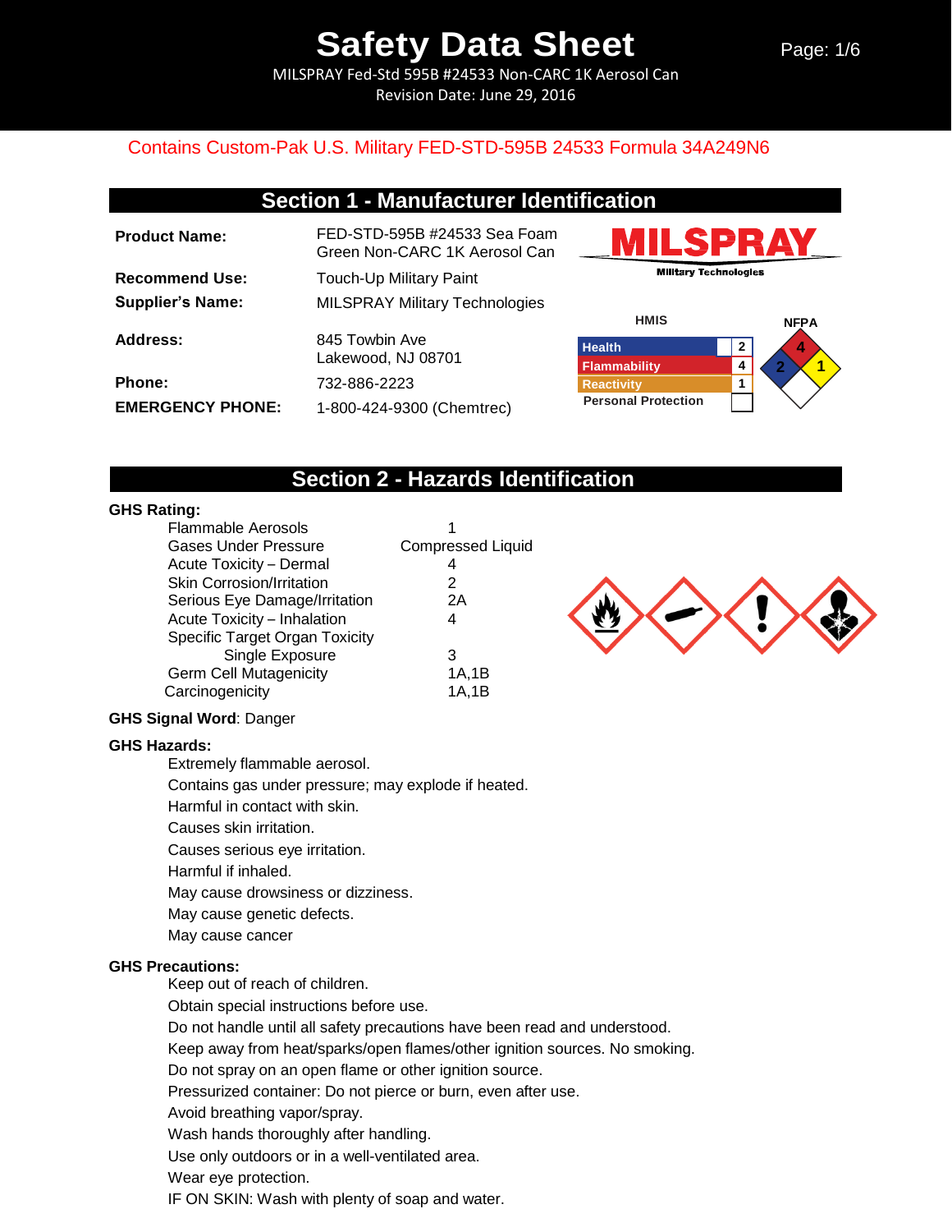# Safety Data Sheet

MILSPRAY Fed-Std 595B #24533 Non-CARC 1K Aerosol Can
Revision Date: June 29, 2016

Contains Custom-Pak U.S. Military FED-STD-595B 24533 Formula 34A249N6

## Section 1 - Manufacturer Identification

| | |
|---|---|
| **Product Name:** | FED-STD-595B #24533 Sea Foam Green Non-CARC 1K Aerosol Can |
| **Recommend Use:** | Touch-Up Military Paint |
| **Supplier's Name:** | MILSPRAY Military Technologies |
| **Address:** | 845 Towbin Ave<br>Lakewood, NJ 08701 |
| **Phone:** | 732-886-2223 |
| **EMERGENCY PHONE:** | 1-800-424-9300 (Chemtrec) |

MILSPRAY Military Technologies

**HMIS**

| | |
|---|---|
| Health | 2 |
| Flammability | 4 |
| Reactivity | 1 |
| Personal Protection | |

**NFPA**

Health: 2, Flammability: 4, Reactivity: 1

## Section 2 - Hazards Identification

**GHS Rating:**

| | |
|---|---|
| Flammable Aerosols | 1 |
| Gases Under Pressure | Compressed Liquid |
| Acute Toxicity – Dermal | 4 |
| Skin Corrosion/Irritation | 2 |
| Serious Eye Damage/Irritation | 2A |
| Acute Toxicity – Inhalation | 4 |
| Specific Target Organ Toxicity Single Exposure | 3 |
| Germ Cell Mutagenicity | 1A,1B |
| Carcinogenicity | 1A,1B |

**GHS Signal Word**: Danger

**GHS Hazards:**

- Extremely flammable aerosol.
- Contains gas under pressure; may explode if heated.
- Harmful in contact with skin.
- Causes skin irritation.
- Causes serious eye irritation.
- Harmful if inhaled.
- May cause drowsiness or dizziness.
- May cause genetic defects.
- May cause cancer

**GHS Precautions:**

- Keep out of reach of children.
- Obtain special instructions before use.
- Do not handle until all safety precautions have been read and understood.
- Keep away from heat/sparks/open flames/other ignition sources. No smoking.
- Do not spray on an open flame or other ignition source.
- Pressurized container: Do not pierce or burn, even after use.
- Avoid breathing vapor/spray.
- Wash hands thoroughly after handling.
- Use only outdoors or in a well-ventilated area.
- Wear eye protection.
- IF ON SKIN: Wash with plenty of soap and water.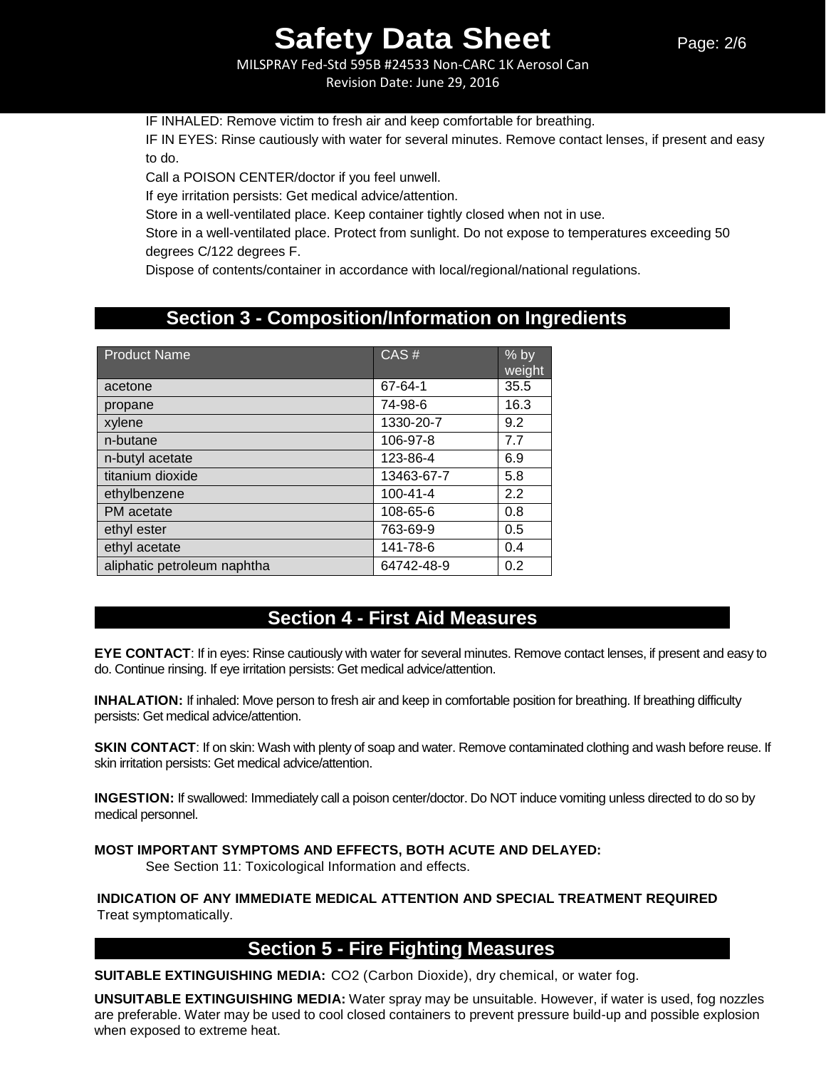IF INHALED: Remove victim to fresh air and keep comfortable for breathing.
IF IN EYES: Rinse cautiously with water for several minutes. Remove contact lenses, if present and easy to do.
Call a POISON CENTER/doctor if you feel unwell.
If eye irritation persists: Get medical advice/attention.
Store in a well-ventilated place. Keep container tightly closed when not in use.
Store in a well-ventilated place. Protect from sunlight. Do not expose to temperatures exceeding 50 degrees C/122 degrees F.
Dispose of contents/container in accordance with local/regional/national regulations.

## Section 3 - Composition/Information on Ingredients

| Product Name | CAS # | % by weight |
|---|---|---|
| acetone | 67-64-1 | 35.5 |
| propane | 74-98-6 | 16.3 |
| xylene | 1330-20-7 | 9.2 |
| n-butane | 106-97-8 | 7.7 |
| n-butyl acetate | 123-86-4 | 6.9 |
| titanium dioxide | 13463-67-7 | 5.8 |
| ethylbenzene | 100-41-4 | 2.2 |
| PM acetate | 108-65-6 | 0.8 |
| ethyl ester | 763-69-9 | 0.5 |
| ethyl acetate | 141-78-6 | 0.4 |
| aliphatic petroleum naphtha | 64742-48-9 | 0.2 |

## Section 4 - First Aid Measures

**EYE CONTACT**: If in eyes: Rinse cautiously with water for several minutes. Remove contact lenses, if present and easy to do. Continue rinsing. If eye irritation persists: Get medical advice/attention.

**INHALATION:** If inhaled: Move person to fresh air and keep in comfortable position for breathing. If breathing difficulty persists: Get medical advice/attention.

**SKIN CONTACT**: If on skin: Wash with plenty of soap and water. Remove contaminated clothing and wash before reuse. If skin irritation persists: Get medical advice/attention.

**INGESTION:** If swallowed: Immediately call a poison center/doctor. Do NOT induce vomiting unless directed to do so by medical personnel.

**MOST IMPORTANT SYMPTOMS AND EFFECTS, BOTH ACUTE AND DELAYED:**
See Section 11: Toxicological Information and effects.

**INDICATION OF ANY IMMEDIATE MEDICAL ATTENTION AND SPECIAL TREATMENT REQUIRED**
Treat symptomatically.

## Section 5 - Fire Fighting Measures

**SUITABLE EXTINGUISHING MEDIA:** $CO_2$ (Carbon Dioxide), dry chemical, or water fog.

**UNSUITABLE EXTINGUISHING MEDIA:** Water spray may be unsuitable. However, if water is used, fog nozzles are preferable. Water may be used to cool closed containers to prevent pressure build-up and possible explosion when exposed to extreme heat.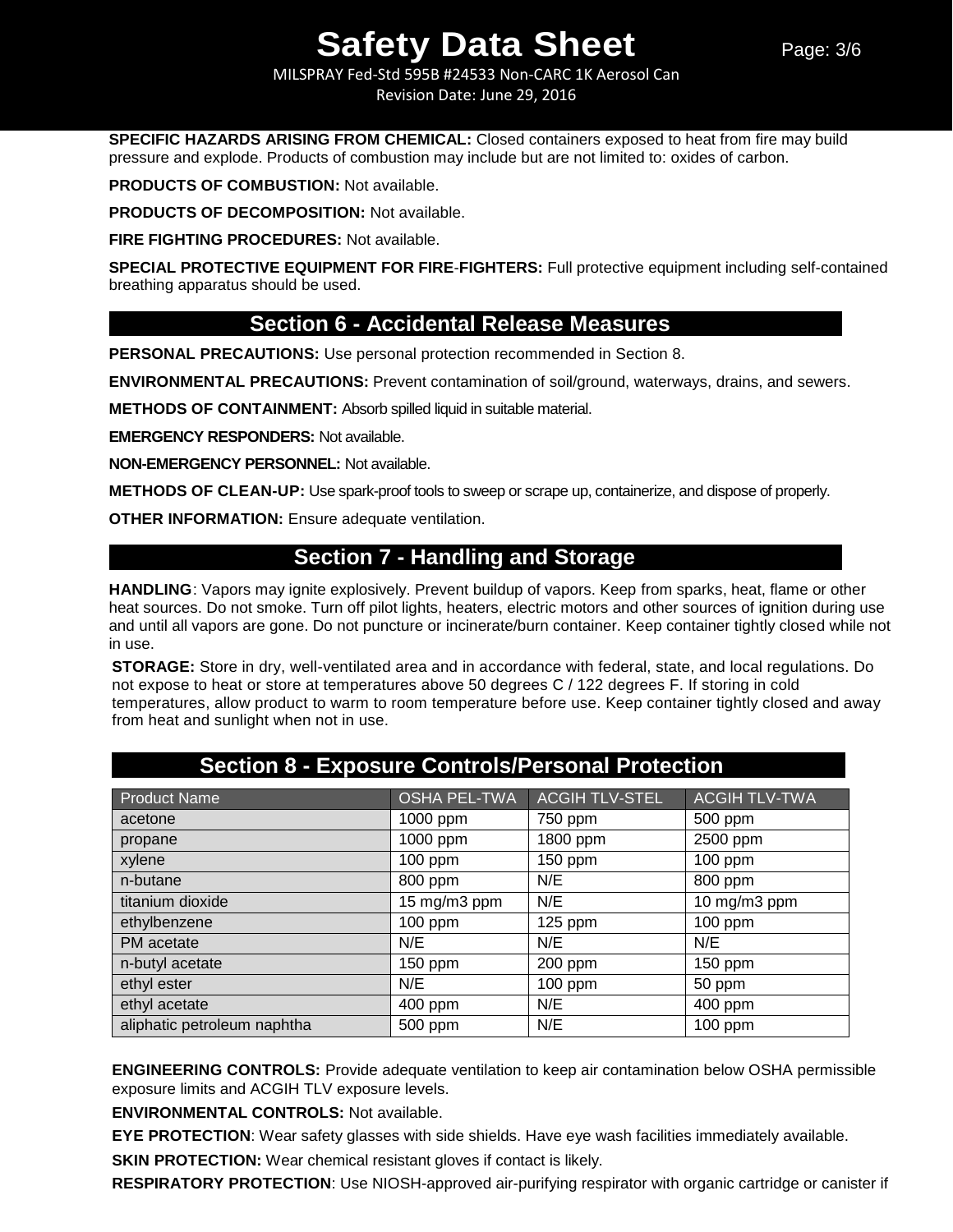**SPECIFIC HAZARDS ARISING FROM CHEMICAL:** Closed containers exposed to heat from fire may build pressure and explode. Products of combustion may include but are not limited to: oxides of carbon.

**PRODUCTS OF COMBUSTION:** Not available.

**PRODUCTS OF DECOMPOSITION:** Not available.

**FIRE FIGHTING PROCEDURES:** Not available.

**SPECIAL PROTECTIVE EQUIPMENT FOR FIRE-FIGHTERS:** Full protective equipment including self-contained breathing apparatus should be used.

## Section 6 - Accidental Release Measures

**PERSONAL PRECAUTIONS:** Use personal protection recommended in Section 8.

**ENVIRONMENTAL PRECAUTIONS:** Prevent contamination of soil/ground, waterways, drains, and sewers.

**METHODS OF CONTAINMENT:** Absorb spilled liquid in suitable material.

**EMERGENCY RESPONDERS:** Not available.

**NON-EMERGENCY PERSONNEL:** Not available.

**METHODS OF CLEAN-UP:** Use spark-proof tools to sweep or scrape up, containerize, and dispose of properly.

**OTHER INFORMATION:** Ensure adequate ventilation.

## Section 7 - Handling and Storage

**HANDLING**: Vapors may ignite explosively. Prevent buildup of vapors. Keep from sparks, heat, flame or other heat sources. Do not smoke. Turn off pilot lights, heaters, electric motors and other sources of ignition during use and until all vapors are gone. Do not puncture or incinerate/burn container. Keep container tightly closed while not in use.

**STORAGE:** Store in dry, well-ventilated area and in accordance with federal, state, and local regulations. Do not expose to heat or store at temperatures above 50 degrees C / 122 degrees F. If storing in cold temperatures, allow product to warm to room temperature before use. Keep container tightly closed and away from heat and sunlight when not in use.

## Section 8 - Exposure Controls/Personal Protection

| Product Name | OSHA PEL-TWA | ACGIH TLV-STEL | ACGIH TLV-TWA |
|---|---|---|---|
| acetone | 1000 ppm | 750 ppm | 500 ppm |
| propane | 1000 ppm | 1800 ppm | 2500 ppm |
| xylene | 100 ppm | 150 ppm | 100 ppm |
| n-butane | 800 ppm | N/E | 800 ppm |
| titanium dioxide | 15 mg/m3 ppm | N/E | 10 mg/m3 ppm |
| ethylbenzene | 100 ppm | 125 ppm | 100 ppm |
| PM acetate | N/E | N/E | N/E |
| n-butyl acetate | 150 ppm | 200 ppm | 150 ppm |
| ethyl ester | N/E | 100 ppm | 50 ppm |
| ethyl acetate | 400 ppm | N/E | 400 ppm |
| aliphatic petroleum naphtha | 500 ppm | N/E | 100 ppm |

**ENGINEERING CONTROLS:** Provide adequate ventilation to keep air contamination below OSHA permissible exposure limits and ACGIH TLV exposure levels.

**ENVIRONMENTAL CONTROLS:** Not available.

**EYE PROTECTION**: Wear safety glasses with side shields. Have eye wash facilities immediately available.

**SKIN PROTECTION:** Wear chemical resistant gloves if contact is likely.

**RESPIRATORY PROTECTION**: Use NIOSH-approved air-purifying respirator with organic cartridge or canister if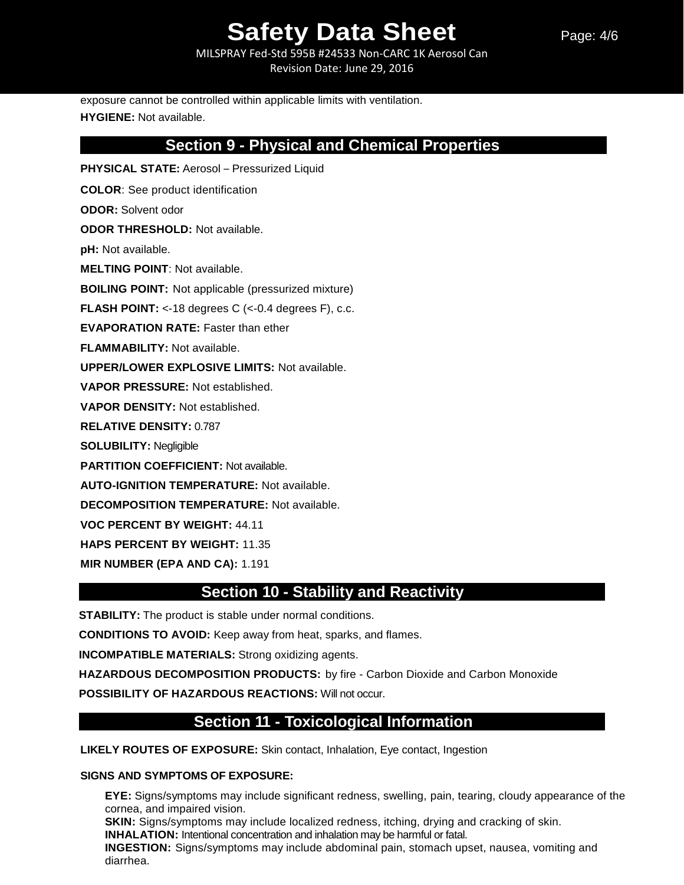exposure cannot be controlled within applicable limits with ventilation.

**HYGIENE:** Not available.

## Section 9 - Physical and Chemical Properties

**PHYSICAL STATE:** Aerosol – Pressurized Liquid

**COLOR**: See product identification

**ODOR:** Solvent odor

**ODOR THRESHOLD:** Not available.

**pH:** Not available.

**MELTING POINT**: Not available.

**BOILING POINT:** Not applicable (pressurized mixture)

**FLASH POINT:** <-18 degrees C (<-0.4 degrees F), c.c.

**EVAPORATION RATE:** Faster than ether

**FLAMMABILITY:** Not available.

**UPPER/LOWER EXPLOSIVE LIMITS:** Not available.

**VAPOR PRESSURE:** Not established.

**VAPOR DENSITY:** Not established.

**RELATIVE DENSITY:** 0.787

**SOLUBILITY:** Negligible

**PARTITION COEFFICIENT:** Not available.

**AUTO-IGNITION TEMPERATURE:** Not available.

**DECOMPOSITION TEMPERATURE:** Not available.

**VOC PERCENT BY WEIGHT:** 44.11

**HAPS PERCENT BY WEIGHT:** 11.35

**MIR NUMBER (EPA AND CA):** 1.191

## Section 10 - Stability and Reactivity

**STABILITY:** The product is stable under normal conditions.

**CONDITIONS TO AVOID:** Keep away from heat, sparks, and flames.

**INCOMPATIBLE MATERIALS:** Strong oxidizing agents.

**HAZARDOUS DECOMPOSITION PRODUCTS:** by fire - Carbon Dioxide and Carbon Monoxide

**POSSIBILITY OF HAZARDOUS REACTIONS:** Will not occur.

## Section 11 - Toxicological Information

**LIKELY ROUTES OF EXPOSURE:** Skin contact, Inhalation, Eye contact, Ingestion

**SIGNS AND SYMPTOMS OF EXPOSURE:**

**EYE:** Signs/symptoms may include significant redness, swelling, pain, tearing, cloudy appearance of the cornea, and impaired vision.
**SKIN:** Signs/symptoms may include localized redness, itching, drying and cracking of skin.
**INHALATION:** Intentional concentration and inhalation may be harmful or fatal.
**INGESTION:** Signs/symptoms may include abdominal pain, stomach upset, nausea, vomiting and diarrhea.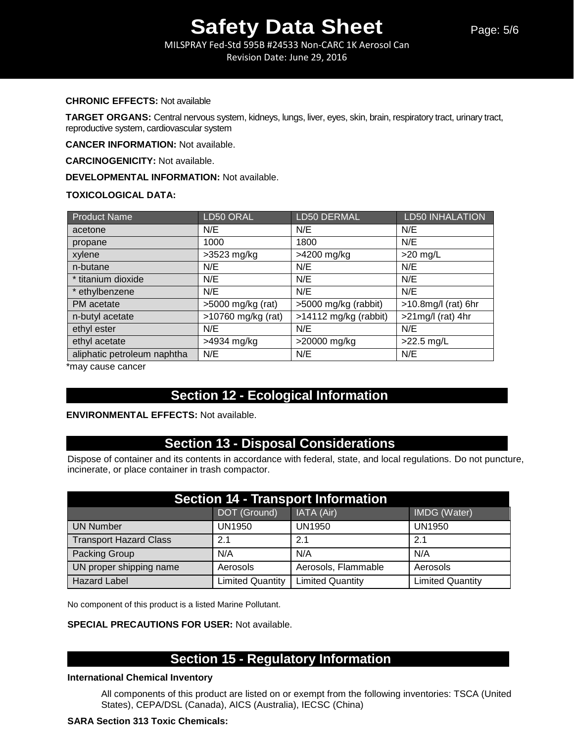**CHRONIC EFFECTS:** Not available

**TARGET ORGANS:** Central nervous system, kidneys, lungs, liver, eyes, skin, brain, respiratory tract, urinary tract, reproductive system, cardiovascular system

**CANCER INFORMATION:** Not available.

**CARCINOGENICITY:** Not available.

**DEVELOPMENTAL INFORMATION:** Not available.

**TOXICOLOGICAL DATA:**

| Product Name | LD50 ORAL | LD50 DERMAL | LD50 INHALATION |
|---|---|---|---|
| acetone | N/E | N/E | N/E |
| propane | 1000 | 1800 | N/E |
| xylene | >3523 mg/kg | >4200 mg/kg | >20 mg/L |
| n-butane | N/E | N/E | N/E |
| * titanium dioxide | N/E | N/E | N/E |
| * ethylbenzene | N/E | N/E | N/E |
| PM acetate | >5000 mg/kg (rat) | >5000 mg/kg (rabbit) | >10.8mg/l (rat) 6hr |
| n-butyl acetate | >10760 mg/kg (rat) | >14112 mg/kg (rabbit) | >21mg/l (rat) 4hr |
| ethyl ester | N/E | N/E | N/E |
| ethyl acetate | >4934 mg/kg | >20000 mg/kg | >22.5 mg/L |
| aliphatic petroleum naphtha | N/E | N/E | N/E |

*may cause cancer

## Section 12 - Ecological Information

**ENVIRONMENTAL EFFECTS:** Not available.

## Section 13 - Disposal Considerations

Dispose of container and its contents in accordance with federal, state, and local regulations. Do not puncture, incinerate, or place container in trash compactor.

## Section 14 - Transport Information

| | DOT (Ground) | IATA (Air) | IMDG (Water) |
|---|---|---|---|
| UN Number | UN1950 | UN1950 | UN1950 |
| Transport Hazard Class | 2.1 | 2.1 | 2.1 |
| Packing Group | N/A | N/A | N/A |
| UN proper shipping name | Aerosols | Aerosols, Flammable | Aerosols |
| Hazard Label | Limited Quantity | Limited Quantity | Limited Quantity |

No component of this product is a listed Marine Pollutant.

**SPECIAL PRECAUTIONS FOR USER:** Not available.

## Section 15 - Regulatory Information

**International Chemical Inventory**

All components of this product are listed on or exempt from the following inventories: TSCA (United States), CEPA/DSL (Canada), AICS (Australia), IECSC (China)

**SARA Section 313 Toxic Chemicals:**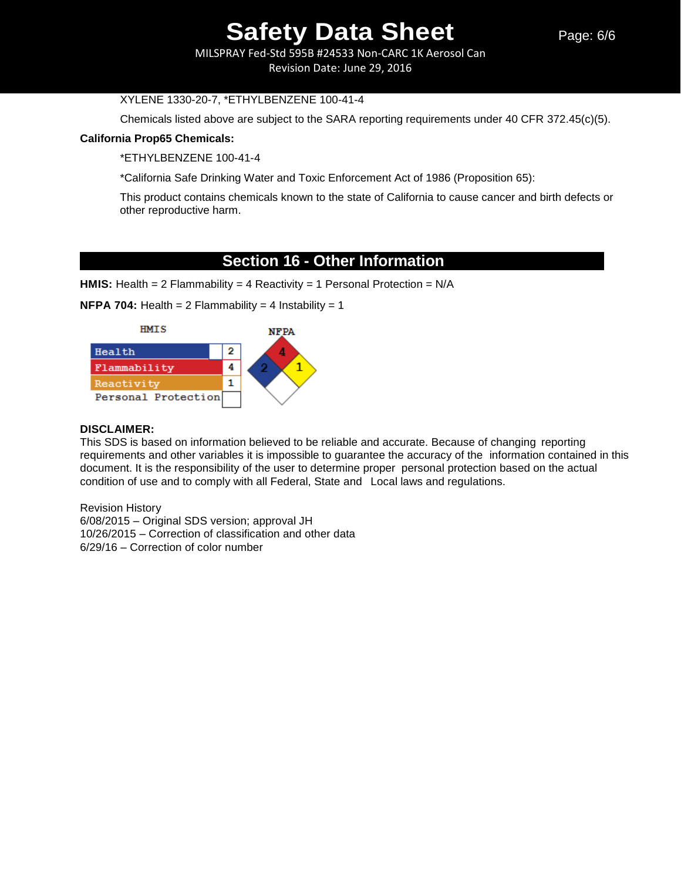XYLENE 1330-20-7, *ETHYLBENZENE 100-41-4

Chemicals listed above are subject to the SARA reporting requirements under 40 CFR 372.45(c)(5).

**California Prop65 Chemicals:**

*ETHYLBENZENE 100-41-4

*California Safe Drinking Water and Toxic Enforcement Act of 1986 (Proposition 65):

This product contains chemicals known to the state of California to cause cancer and birth defects or other reproductive harm.

## Section 16 - Other Information

**HMIS:** Health = 2 Flammability = 4 Reactivity = 1 Personal Protection = N/A

**NFPA 704:** Health = 2 Flammability = 4 Instability = 1

HMIS

| | |
|---|---|
| Health | 2 |
| Flammability | 4 |
| Reactivity | 1 |
| Personal Protection | |

NFPA

4
2
1

**DISCLAIMER:**
This SDS is based on information believed to be reliable and accurate. Because of changing reporting requirements and other variables it is impossible to guarantee the accuracy of the information contained in this document. It is the responsibility of the user to determine proper personal protection based on the actual condition of use and to comply with all Federal, State and Local laws and regulations.

Revision History
6/08/2015 – Original SDS version; approval JH
10/26/2015 – Correction of classification and other data
6/29/16 – Correction of color number